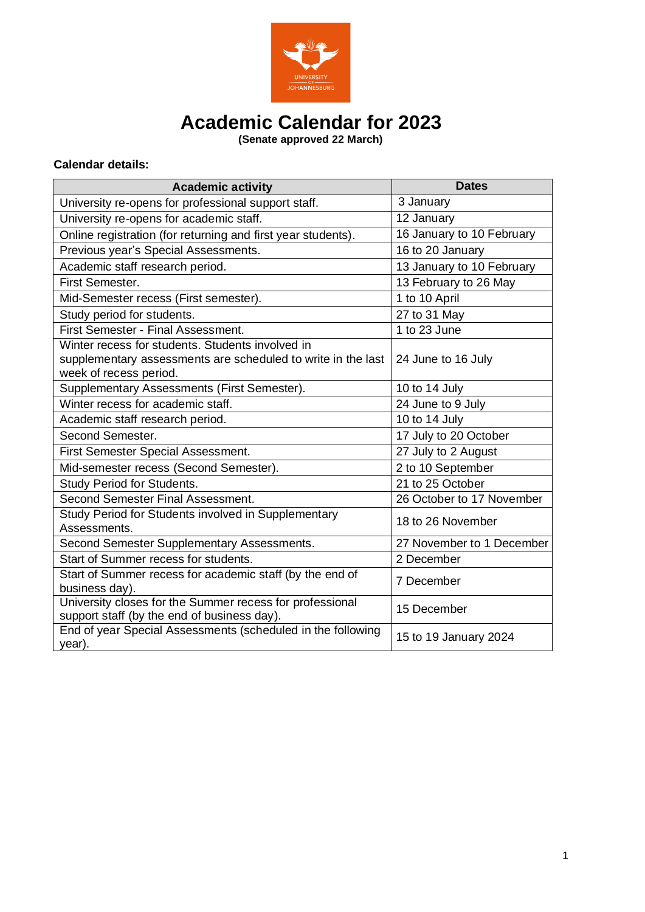# Academic Calendar for 2023

**(Senate approved 22 March)**

**Calendar details:**

| Academic activity | Dates |
|---|---|
| University re-opens for professional support staff. | 3 January |
| University re-opens for academic staff. | 12 January |
| Online registration (for returning and first year students). | 16 January to 10 February |
| Previous year's Special Assessments. | 16 to 20 January |
| Academic staff research period. | 13 January to 10 February |
| First Semester. | 13 February to 26 May |
| Mid-Semester recess (First semester). | 1 to 10 April |
| Study period for students. | 27 to 31 May |
| First Semester - Final Assessment. | 1 to 23 June |
| Winter recess for students. Students involved in supplementary assessments are scheduled to write in the last week of recess period. | 24 June to 16 July |
| Supplementary Assessments (First Semester). | 10 to 14 July |
| Winter recess for academic staff. | 24 June to 9 July |
| Academic staff research period. | 10 to 14 July |
| Second Semester. | 17 July to 20 October |
| First Semester Special Assessment. | 27 July to 2 August |
| Mid-semester recess (Second Semester). | 2 to 10 September |
| Study Period for Students. | 21 to 25 October |
| Second Semester Final Assessment. | 26 October to 17 November |
| Study Period for Students involved in Supplementary Assessments. | 18 to 26 November |
| Second Semester Supplementary Assessments. | 27 November to 1 December |
| Start of Summer recess for students. | 2 December |
| Start of Summer recess for academic staff (by the end of business day). | 7 December |
| University closes for the Summer recess for professional support staff (by the end of business day). | 15 December |
| End of year Special Assessments (scheduled in the following year). | 15 to 19 January 2024 |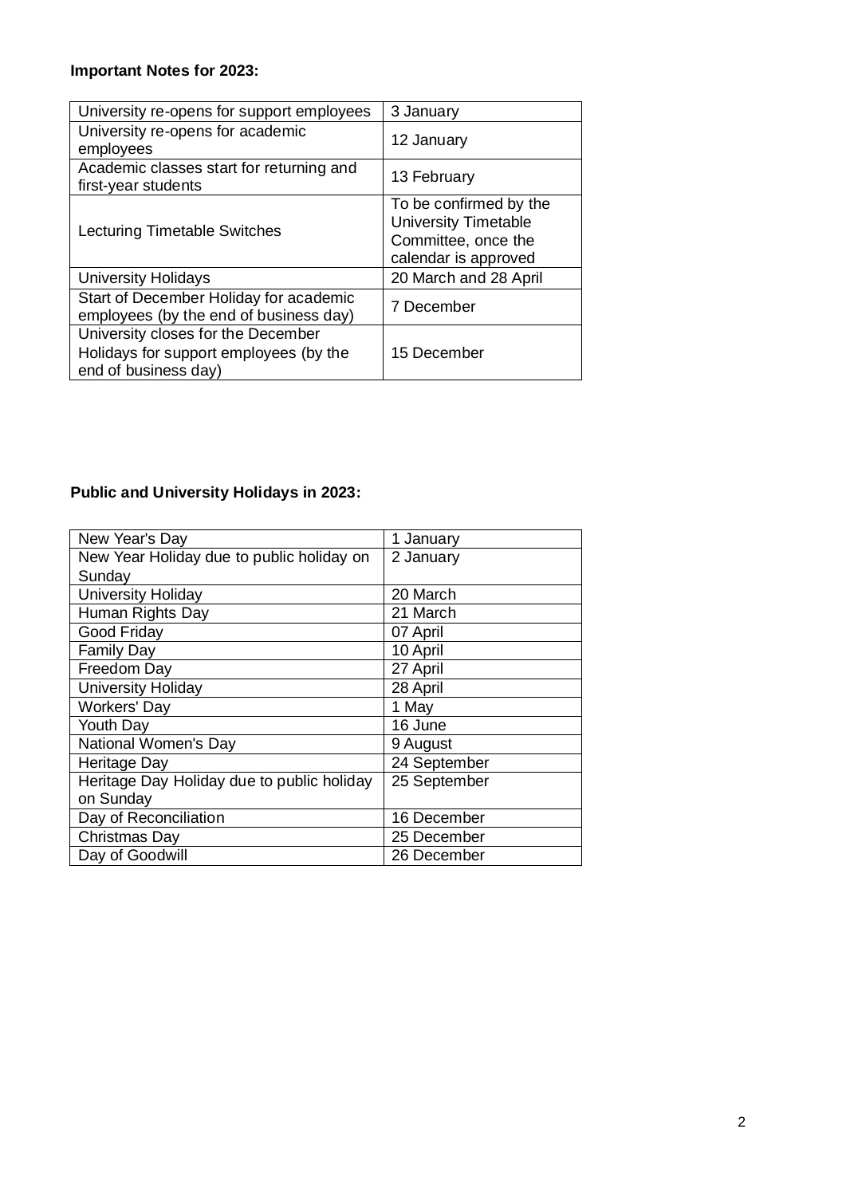**Important Notes for 2023:**

| | |
|---|---|
| University re-opens for support employees | 3 January |
| University re-opens for academic employees | 12 January |
| Academic classes start for returning and first-year students | 13 February |
| Lecturing Timetable Switches | To be confirmed by the University Timetable Committee, once the calendar is approved |
| University Holidays | 20 March and 28 April |
| Start of December Holiday for academic employees (by the end of business day) | 7 December |
| University closes for the December Holidays for support employees (by the end of business day) | 15 December |

**Public and University Holidays in 2023:**

| | |
|---|---|
| New Year's Day | 1 January |
| New Year Holiday due to public holiday on Sunday | 2 January |
| University Holiday | 20 March |
| Human Rights Day | 21 March |
| Good Friday | 07 April |
| Family Day | 10 April |
| Freedom Day | 27 April |
| University Holiday | 28 April |
| Workers' Day | 1 May |
| Youth Day | 16 June |
| National Women's Day | 9 August |
| Heritage Day | 24 September |
| Heritage Day Holiday due to public holiday on Sunday | 25 September |
| Day of Reconciliation | 16 December |
| Christmas Day | 25 December |
| Day of Goodwill | 26 December |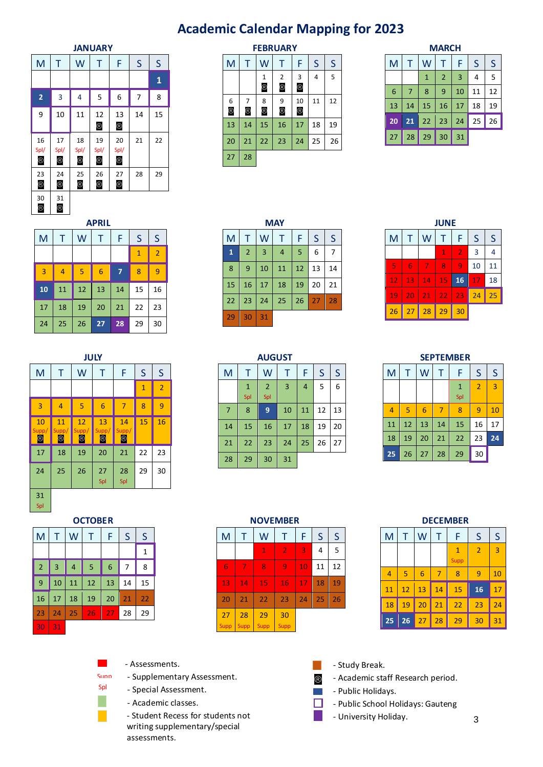# Academic Calendar Mapping for 2023

## JANUARY

| M | T | W | T | F | S | S |
|---|---|---|---|---|---|---|
| | | | | | | 1 |
| 2 | 3 | 4 | 5 | 6 | 7 | 8 |
| 9 | 10 | 11 | 12 ® | 13 ® | 14 | 15 |
| 16 Spl/ ® | 17 Spl/ ® | 18 Spl/ ® | 19 Spl/ ® | 20 Spl/ ® | 21 | 22 |
| 23 ® | 24 ® | 25 ® | 26 ® | 27 ® | 28 | 29 |
| 30 ® | 31 ® | | | | | |

## FEBRUARY

| M | T | W | T | F | S | S |
|---|---|---|---|---|---|---|
| | | 1 ® | 2 ® | 3 ® | 4 | 5 |
| 6 ® | 7 ® | 8 ® | 9 ® | 10 ® | 11 | 12 |
| 13 | 14 | 15 | 16 | 17 | 18 | 19 |
| 20 | 21 | 22 | 23 | 24 | 25 | 26 |
| 27 | 28 | | | | | |

## MARCH

| M | T | W | T | F | S | S |
|---|---|---|---|---|---|---|
| | | 1 | 2 | 3 | 4 | 5 |
| 6 | 7 | 8 | 9 | 10 | 11 | 12 |
| 13 | 14 | 15 | 16 | 17 | 18 | 19 |
| 20 | 21 | 22 | 23 | 24 | 25 | 26 |
| 27 | 28 | 29 | 30 | 31 | | |

## APRIL

| M | T | W | T | F | S | S |
|---|---|---|---|---|---|---|
| | | | | | 1 | 2 |
| 3 | 4 | 5 | 6 | 7 | 8 | 9 |
| 10 | 11 | 12 | 13 | 14 | 15 | 16 |
| 17 | 18 | 19 | 20 | 21 | 22 | 23 |
| 24 | 25 | 26 | 27 | 28 | 29 | 30 |

## MAY

| M | T | W | T | F | S | S |
|---|---|---|---|---|---|---|
| 1 | 2 | 3 | 4 | 5 | 6 | 7 |
| 8 | 9 | 10 | 11 | 12 | 13 | 14 |
| 15 | 16 | 17 | 18 | 19 | 20 | 21 |
| 22 | 23 | 24 | 25 | 26 | 27 | 28 |
| 29 | 30 | 31 | | | | |

## JUNE

| M | T | W | T | F | S | S |
|---|---|---|---|---|---|---|
| | | | 1 | 2 | 3 | 4 |
| 5 | 6 | 7 | 8 | 9 | 10 | 11 |
| 12 | 13 | 14 | 15 | 16 | 17 | 18 |
| 19 | 20 | 21 | 22 | 23 | 24 | 25 |
| 26 | 27 | 28 | 29 | 30 | | |

## JULY

| M | T | W | T | F | S | S |
|---|---|---|---|---|---|---|
| | | | | | 1 | 2 |
| 3 | 4 | 5 | 6 | 7 | 8 | 9 |
| 10 Supp/ ® | 11 Supp/ ® | 12 Supp/ ® | 13 Supp/ ® | 14 Supp/ ® | 15 | 16 |
| 17 | 18 | 19 | 20 | 21 | 22 | 23 |
| 24 | 25 | 26 | 27 Spl | 28 Spl | 29 | 30 |
| 31 Spl | | | | | | |

## AUGUST

| M | T | W | T | F | S | S |
|---|---|---|---|---|---|---|
| | 1 Spl | 2 Spl | 3 | 4 | 5 | 6 |
| 7 | 8 | 9 | 10 | 11 | 12 | 13 |
| 14 | 15 | 16 | 17 | 18 | 19 | 20 |
| 21 | 22 | 23 | 24 | 25 | 26 | 27 |
| 28 | 29 | 30 | 31 | | | |

## SEPTEMBER

| M | T | W | T | F | S | S |
|---|---|---|---|---|---|---|
| | | | | 1 Spl | 2 | 3 |
| 4 | 5 | 6 | 7 | 8 | 9 | 10 |
| 11 | 12 | 13 | 14 | 15 | 16 | 17 |
| 18 | 19 | 20 | 21 | 22 | 23 | 24 |
| 25 | 26 | 27 | 28 | 29 | 30 | |

## OCTOBER

| M | T | W | T | F | S | S |
|---|---|---|---|---|---|---|
| | | | | | | 1 |
| 2 | 3 | 4 | 5 | 6 | 7 | 8 |
| 9 | 10 | 11 | 12 | 13 | 14 | 15 |
| 16 | 17 | 18 | 19 | 20 | 21 | 22 |
| 23 | 24 | 25 | 26 | 27 | 28 | 29 |
| 30 | 31 | | | | | |

## NOVEMBER

| M | T | W | T | F | S | S |
|---|---|---|---|---|---|---|
| | | 1 | 2 | 3 | 4 | 5 |
| 6 | 7 | 8 | 9 | 10 | 11 | 12 |
| 13 | 14 | 15 | 16 | 17 | 18 | 19 |
| 20 | 21 | 22 | 23 | 24 | 25 | 26 |
| 27 Supp | 28 Supp | 29 Supp | 30 Supp | | | |

## DECEMBER

| M | T | W | T | F | S | S |
|---|---|---|---|---|---|---|
| | | | | 1 Supp | 2 | 3 |
| 4 | 5 | 6 | 7 | 8 | 9 | 10 |
| 11 | 12 | 13 | 14 | 15 | 16 | 17 |
| 18 | 19 | 20 | 21 | 22 | 23 | 24 |
| 25 | 26 | 27 | 28 | 29 | 30 | 31 |

- (red) - Assessments.
- Supp - Supplementary Assessment.
- Spl - Special Assessment.
- (green) - Academic classes.
- (yellow) - Student Recess for students not writing supplementary/special assessments.
- (brown) - Study Break.
- ® - Academic staff Research period.
- (blue) - Public Holidays.
- (purple outline) - Public School Holidays: Gauteng
- (purple) - University Holiday.